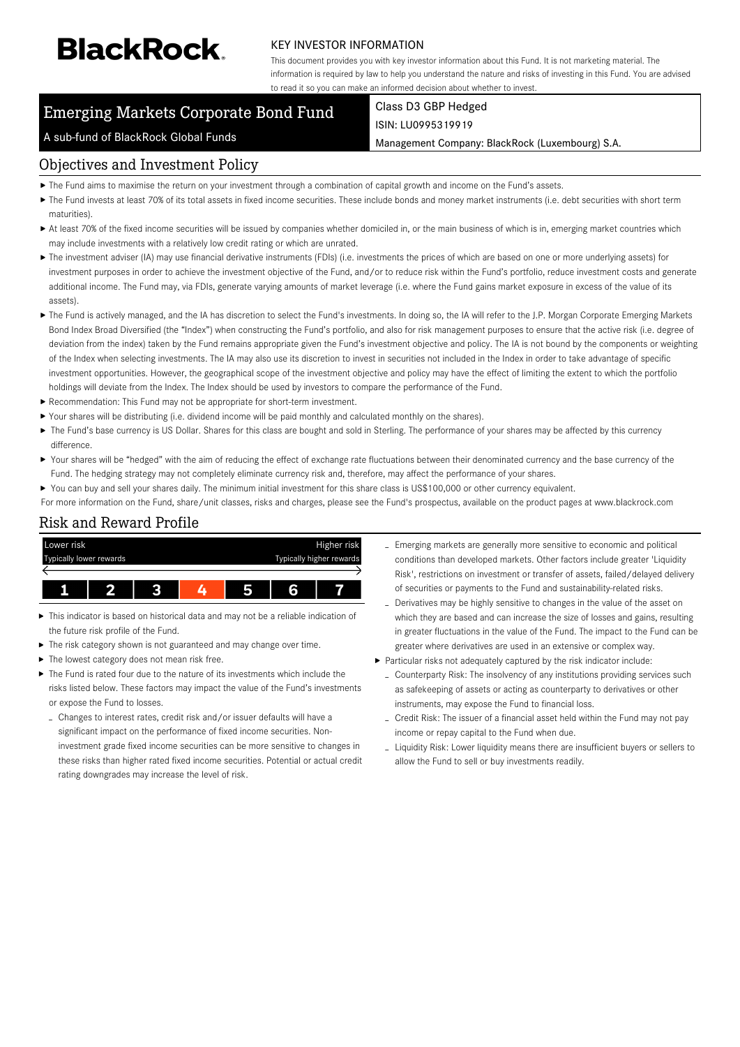BlackRock.

KEY INVESTOR INFORMATION

This document provides you with key investor information about this Fund. It is not marketing material. The information is required by law to help you understand the nature and risks of investing in this Fund. You are advised to read it so you can make an informed decision about whether to invest.

# Emerging Markets Corporate Bond Fund

A sub-fund of BlackRock Global Funds

Class D3 GBP Hedged

ISIN: LU0995319919

Management Company: BlackRock (Luxembourg) S.A.

## Objectives and Investment Policy

- The Fund aims to maximise the return on your investment through a combination of capital growth and income on the Fund's assets.
- The Fund invests at least 70% of its total assets in fixed income securities. These include bonds and money market instruments (i.e. debt securities with short term maturities).
- At least 70% of the fixed income securities will be issued by companies whether domiciled in, or the main business of which is in, emerging market countries which may include investments with a relatively low credit rating or which are unrated.
- The investment adviser (IA) may use financial derivative instruments (FDIs) (i.e. investments the prices of which are based on one or more underlying assets) for investment purposes in order to achieve the investment objective of the Fund, and/or to reduce risk within the Fund's portfolio, reduce investment costs and generate additional income. The Fund may, via FDIs, generate varying amounts of market leverage (i.e. where the Fund gains market exposure in excess of the value of its assets).
- The Fund is actively managed, and the IA has discretion to select the Fund's investments. In doing so, the IA will refer to the J.P. Morgan Corporate Emerging Markets Bond Index Broad Diversified (the "Index") when constructing the Fund's portfolio, and also for risk management purposes to ensure that the active risk (i.e. degree of deviation from the index) taken by the Fund remains appropriate given the Fund's investment objective and policy. The IA is not bound by the components or weighting of the Index when selecting investments. The IA may also use its discretion to invest in securities not included in the Index in order to take advantage of specific investment opportunities. However, the geographical scope of the investment objective and policy may have the effect of limiting the extent to which the portfolio holdings will deviate from the Index. The Index should be used by investors to compare the performance of the Fund.
- Recommendation: This Fund may not be appropriate for short-term investment.
- Your shares will be distributing (i.e. dividend income will be paid monthly and calculated monthly on the shares).
- The Fund's base currency is US Dollar. Shares for this class are bought and sold in Sterling. The performance of your shares may be affected by this currency difference.
- Your shares will be "hedged" with the aim of reducing the effect of exchange rate fluctuations between their denominated currency and the base currency of the Fund. The hedging strategy may not completely eliminate currency risk and, therefore, may affect the performance of your shares.
- You can buy and sell your shares daily. The minimum initial investment for this share class is US$100,000 or other currency equivalent.

For more information on the Fund, share/unit classes, risks and charges, please see the Fund's prospectus, available on the product pages at www.blackrock.com

## Risk and Reward Profile

| Lower risk<br>Typically lower rewards | | | | | | Higher risk<br>Typically higher rewards |
|---|---|---|---|---|---|---|
| 1 | 2 | 3 | **4** | 5 | 6 | 7 |

- This indicator is based on historical data and may not be a reliable indication of the future risk profile of the Fund.
- The risk category shown is not guaranteed and may change over time.
- The lowest category does not mean risk free.
- The Fund is rated four due to the nature of its investments which include the risks listed below. These factors may impact the value of the Fund's investments or expose the Fund to losses.
  - Changes to interest rates, credit risk and/or issuer defaults will have a significant impact on the performance of fixed income securities. Non-investment grade fixed income securities can be more sensitive to changes in these risks than higher rated fixed income securities. Potential or actual credit rating downgrades may increase the level of risk.
  - Emerging markets are generally more sensitive to economic and political conditions than developed markets. Other factors include greater 'Liquidity Risk', restrictions on investment or transfer of assets, failed/delayed delivery of securities or payments to the Fund and sustainability-related risks.
  - Derivatives may be highly sensitive to changes in the value of the asset on which they are based and can increase the size of losses and gains, resulting in greater fluctuations in the value of the Fund. The impact to the Fund can be greater where derivatives are used in an extensive or complex way.
- Particular risks not adequately captured by the risk indicator include:
  - Counterparty Risk: The insolvency of any institutions providing services such as safekeeping of assets or acting as counterparty to derivatives or other instruments, may expose the Fund to financial loss.
  - Credit Risk: The issuer of a financial asset held within the Fund may not pay income or repay capital to the Fund when due.
  - Liquidity Risk: Lower liquidity means there are insufficient buyers or sellers to allow the Fund to sell or buy investments readily.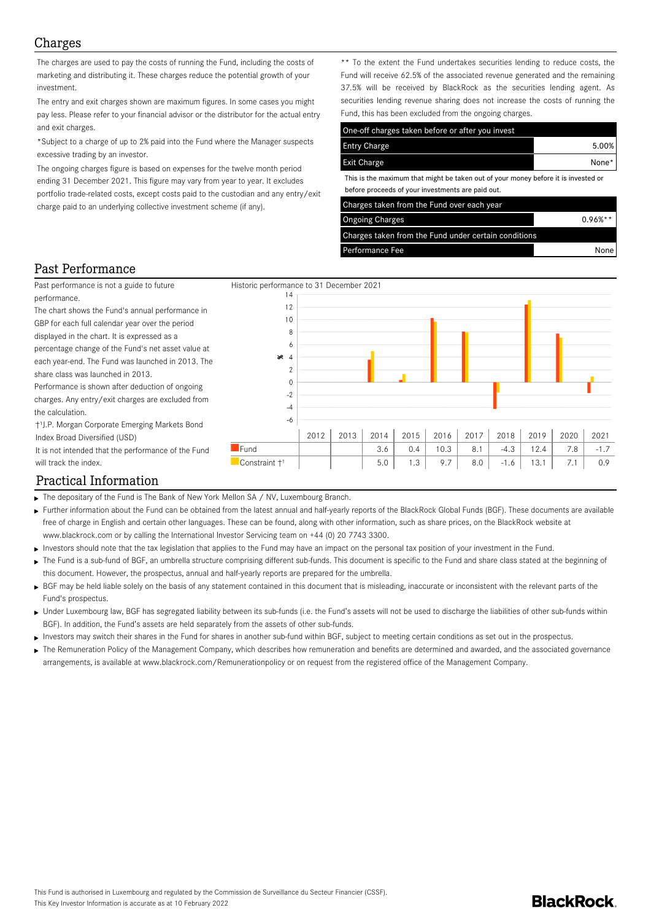## Charges

The charges are used to pay the costs of running the Fund, including the costs of marketing and distributing it. These charges reduce the potential growth of your investment.

The entry and exit charges shown are maximum figures. In some cases you might pay less. Please refer to your financial advisor or the distributor for the actual entry and exit charges.

*Subject to a charge of up to 2% paid into the Fund where the Manager suspects excessive trading by an investor.

The ongoing charges figure is based on expenses for the twelve month period ending 31 December 2021. This figure may vary from year to year. It excludes portfolio trade-related costs, except costs paid to the custodian and any entry/exit charge paid to an underlying collective investment scheme (if any).

** To the extent the Fund undertakes securities lending to reduce costs, the Fund will receive 62.5% of the associated revenue generated and the remaining 37.5% will be received by BlackRock as the securities lending agent. As securities lending revenue sharing does not increase the costs of running the Fund, this has been excluded from the ongoing charges.

| One-off charges taken before or after you invest | |
|---|---|
| Entry Charge | 5.00% |
| Exit Charge | None* |

This is the maximum that might be taken out of your money before it is invested or before proceeds of your investments are paid out.

| Charges taken from the Fund over each year | |
|---|---|
| Ongoing Charges | 0.96%** |
| **Charges taken from the Fund under certain conditions** | |
| Performance Fee | None |

## Past Performance

Past performance is not a guide to future performance.

The chart shows the Fund's annual performance in GBP for each full calendar year over the period displayed in the chart. It is expressed as a percentage change of the Fund's net asset value at each year-end. The Fund was launched in 2013. The share class was launched in 2013.

Performance is shown after deduction of ongoing charges. Any entry/exit charges are excluded from the calculation.

†[1]J.P. Morgan Corporate Emerging Markets Bond Index Broad Diversified (USD)

It is not intended that the performance of the Fund will track the index.

Historic performance to 31 December 2021

%

14
12
10
8
6
4
2
0
-2
-4
-6

| | 2012 | 2013 | 2014 | 2015 | 2016 | 2017 | 2018 | 2019 | 2020 | 2021 |
|---|---|---|---|---|---|---|---|---|---|---|
| Fund | | | 3.6 | 0.4 | 10.3 | 8.1 | -4.3 | 12.4 | 7.8 | -1.7 |
| Constraint †[1] | | | 5.0 | 1.3 | 9.7 | 8.0 | -1.6 | 13.1 | 7.1 | 0.9 |

## Practical Information

- The depositary of the Fund is The Bank of New York Mellon SA / NV, Luxembourg Branch.
- Further information about the Fund can be obtained from the latest annual and half-yearly reports of the BlackRock Global Funds (BGF). These documents are available free of charge in English and certain other languages. These can be found, along with other information, such as share prices, on the BlackRock website at www.blackrock.com or by calling the International Investor Servicing team on +44 (0) 20 7743 3300.
- Investors should note that the tax legislation that applies to the Fund may have an impact on the personal tax position of your investment in the Fund.
- The Fund is a sub-fund of BGF, an umbrella structure comprising different sub-funds. This document is specific to the Fund and share class stated at the beginning of this document. However, the prospectus, annual and half-yearly reports are prepared for the umbrella.
- BGF may be held liable solely on the basis of any statement contained in this document that is misleading, inaccurate or inconsistent with the relevant parts of the Fund's prospectus.
- Under Luxembourg law, BGF has segregated liability between its sub-funds (i.e. the Fund's assets will not be used to discharge the liabilities of other sub-funds within BGF). In addition, the Fund's assets are held separately from the assets of other sub-funds.
- Investors may switch their shares in the Fund for shares in another sub-fund within BGF, subject to meeting certain conditions as set out in the prospectus.
- The Remuneration Policy of the Management Company, which describes how remuneration and benefits are determined and awarded, and the associated governance arrangements, is available at www.blackrock.com/Remunerationpolicy or on request from the registered office of the Management Company.

This Fund is authorised in Luxembourg and regulated by the Commission de Surveillance du Secteur Financier (CSSF).
This Key Investor Information is accurate as at 10 February 2022

BlackRock.